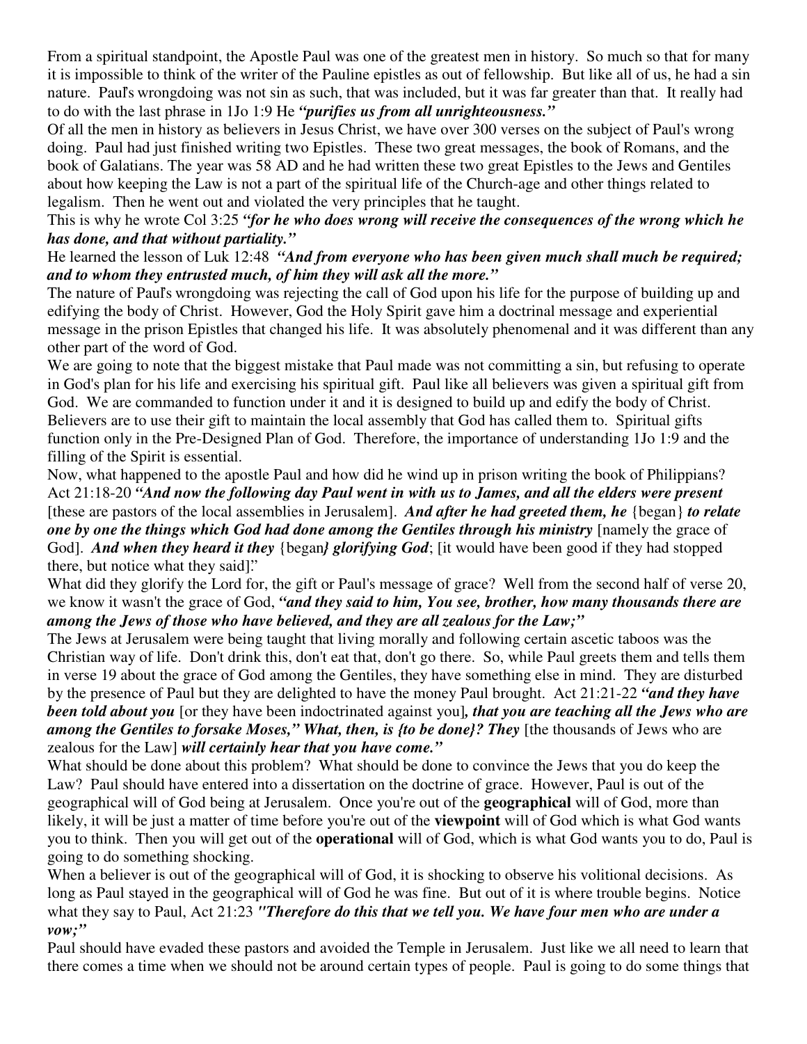From a spiritual standpoint, the Apostle Paul was one of the greatest men in history. So much so that for many it is impossible to think of the writer of the Pauline epistles as out of fellowship. But like all of us, he had a sin nature. Paul's wrongdoing was not sin as such, that was included, but it was far greater than that. It really had to do with the last phrase in 1Jo 1:9 He ***"purifies us from all unrighteousness."***

Of all the men in history as believers in Jesus Christ, we have over 300 verses on the subject of Paul's wrong doing. Paul had just finished writing two Epistles. These two great messages, the book of Romans, and the book of Galatians. The year was 58 AD and he had written these two great Epistles to the Jews and Gentiles about how keeping the Law is not a part of the spiritual life of the Church-age and other things related to legalism. Then he went out and violated the very principles that he taught.

This is why he wrote Col 3:25 ***"for he who does wrong will receive the consequences of the wrong which he has done, and that without partiality."***

He learned the lesson of Luk 12:48 ***"And from everyone who has been given much shall much be required; and to whom they entrusted much, of him they will ask all the more."***

The nature of Paul's wrongdoing was rejecting the call of God upon his life for the purpose of building up and edifying the body of Christ. However, God the Holy Spirit gave him a doctrinal message and experiential message in the prison Epistles that changed his life. It was absolutely phenomenal and it was different than any other part of the word of God.

We are going to note that the biggest mistake that Paul made was not committing a sin, but refusing to operate in God's plan for his life and exercising his spiritual gift. Paul like all believers was given a spiritual gift from God. We are commanded to function under it and it is designed to build up and edify the body of Christ. Believers are to use their gift to maintain the local assembly that God has called them to. Spiritual gifts function only in the Pre-Designed Plan of God. Therefore, the importance of understanding 1Jo 1:9 and the filling of the Spirit is essential.

Now, what happened to the apostle Paul and how did he wind up in prison writing the book of Philippians? Act 21:18-20 ***"And now the following day Paul went in with us to James, and all the elders were present*** [these are pastors of the local assemblies in Jerusalem]. ***And after he had greeted them, he*** {began} ***to relate one by one the things which God had done among the Gentiles through his ministry*** [namely the grace of God]. ***And when they heard it they*** {began***} glorifying God***; [it would have been good if they had stopped there, but notice what they said]."

What did they glorify the Lord for, the gift or Paul's message of grace? Well from the second half of verse 20, we know it wasn't the grace of God, ***"and they said to him, You see, brother, how many thousands there are among the Jews of those who have believed, and they are all zealous for the Law;"***

The Jews at Jerusalem were being taught that living morally and following certain ascetic taboos was the Christian way of life. Don't drink this, don't eat that, don't go there. So, while Paul greets them and tells them in verse 19 about the grace of God among the Gentiles, they have something else in mind. They are disturbed by the presence of Paul but they are delighted to have the money Paul brought. Act 21:21-22 ***"and they have been told about you*** [or they have been indoctrinated against you]***, that you are teaching all the Jews who are among the Gentiles to forsake Moses," What, then, is {to be done}? They*** [the thousands of Jews who are zealous for the Law] ***will certainly hear that you have come."***

What should be done about this problem? What should be done to convince the Jews that you do keep the Law? Paul should have entered into a dissertation on the doctrine of grace. However, Paul is out of the geographical will of God being at Jerusalem. Once you're out of the **geographical** will of God, more than likely, it will be just a matter of time before you're out of the **viewpoint** will of God which is what God wants you to think. Then you will get out of the **operational** will of God, which is what God wants you to do, Paul is going to do something shocking.

When a believer is out of the geographical will of God, it is shocking to observe his volitional decisions. As long as Paul stayed in the geographical will of God he was fine. But out of it is where trouble begins. Notice what they say to Paul, Act 21:23 ***"Therefore do this that we tell you. We have four men who are under a vow;"***

Paul should have evaded these pastors and avoided the Temple in Jerusalem. Just like we all need to learn that there comes a time when we should not be around certain types of people. Paul is going to do some things that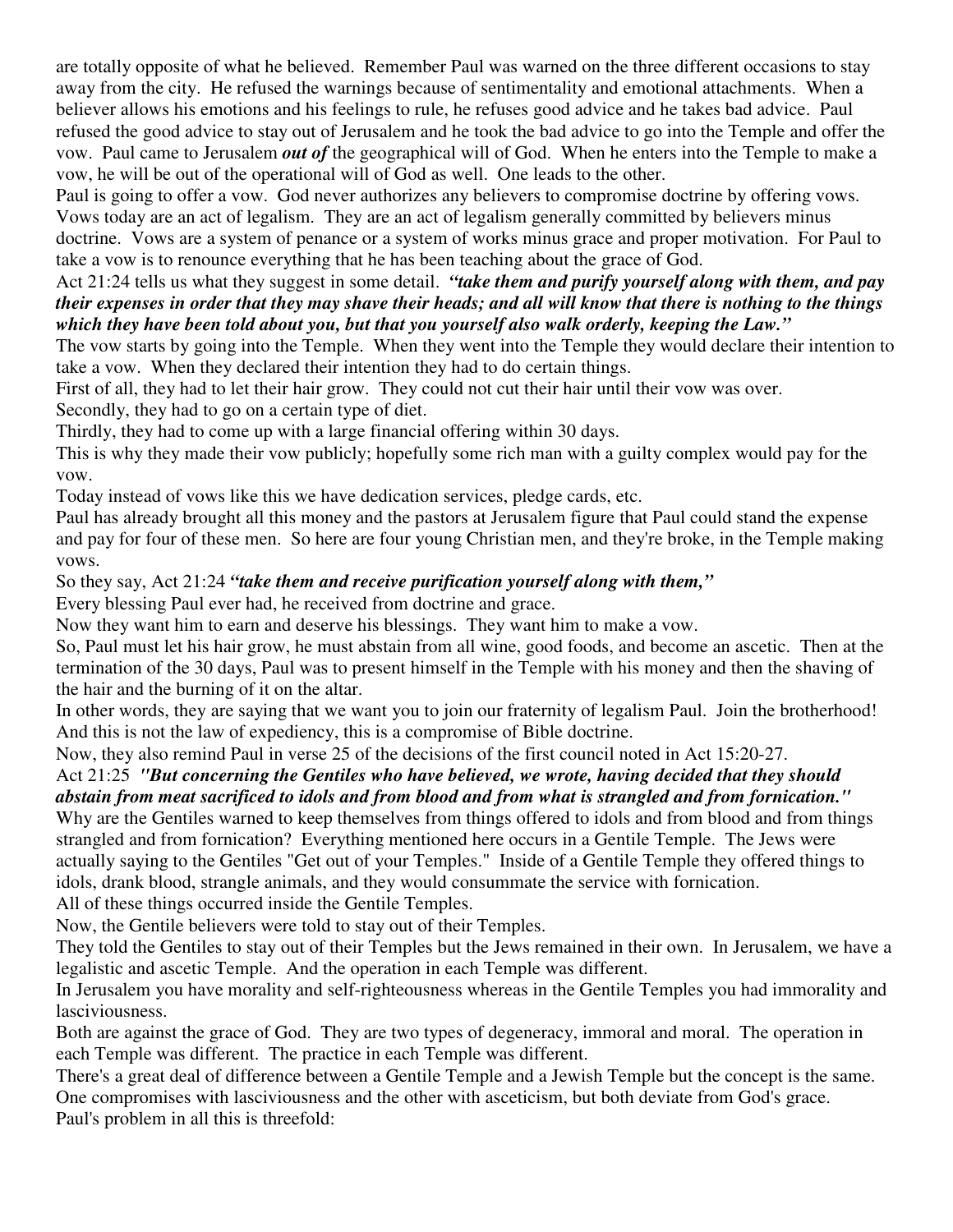are totally opposite of what he believed. Remember Paul was warned on the three different occasions to stay away from the city. He refused the warnings because of sentimentality and emotional attachments. When a believer allows his emotions and his feelings to rule, he refuses good advice and he takes bad advice. Paul refused the good advice to stay out of Jerusalem and he took the bad advice to go into the Temple and offer the vow. Paul came to Jerusalem ***out of*** the geographical will of God. When he enters into the Temple to make a vow, he will be out of the operational will of God as well. One leads to the other.

Paul is going to offer a vow. God never authorizes any believers to compromise doctrine by offering vows. Vows today are an act of legalism. They are an act of legalism generally committed by believers minus doctrine. Vows are a system of penance or a system of works minus grace and proper motivation. For Paul to take a vow is to renounce everything that he has been teaching about the grace of God.

Act 21:24 tells us what they suggest in some detail. ***"take them and purify yourself along with them, and pay their expenses in order that they may shave their heads; and all will know that there is nothing to the things which they have been told about you, but that you yourself also walk orderly, keeping the Law."***

The vow starts by going into the Temple. When they went into the Temple they would declare their intention to take a vow. When they declared their intention they had to do certain things.

First of all, they had to let their hair grow. They could not cut their hair until their vow was over.

Secondly, they had to go on a certain type of diet.

Thirdly, they had to come up with a large financial offering within 30 days.

This is why they made their vow publicly; hopefully some rich man with a guilty complex would pay for the vow.

Today instead of vows like this we have dedication services, pledge cards, etc.

Paul has already brought all this money and the pastors at Jerusalem figure that Paul could stand the expense and pay for four of these men. So here are four young Christian men, and they're broke, in the Temple making vows.

So they say, Act 21:24 ***"take them and receive purification yourself along with them,"***

Every blessing Paul ever had, he received from doctrine and grace.

Now they want him to earn and deserve his blessings. They want him to make a vow.

So, Paul must let his hair grow, he must abstain from all wine, good foods, and become an ascetic. Then at the termination of the 30 days, Paul was to present himself in the Temple with his money and then the shaving of the hair and the burning of it on the altar.

In other words, they are saying that we want you to join our fraternity of legalism Paul. Join the brotherhood! And this is not the law of expediency, this is a compromise of Bible doctrine.

Now, they also remind Paul in verse 25 of the decisions of the first council noted in Act 15:20-27.

Act 21:25 ***"But concerning the Gentiles who have believed, we wrote, having decided that they should abstain from meat sacrificed to idols and from blood and from what is strangled and from fornication."***

Why are the Gentiles warned to keep themselves from things offered to idols and from blood and from things strangled and from fornication? Everything mentioned here occurs in a Gentile Temple. The Jews were actually saying to the Gentiles "Get out of your Temples." Inside of a Gentile Temple they offered things to idols, drank blood, strangle animals, and they would consummate the service with fornication.

All of these things occurred inside the Gentile Temples.

Now, the Gentile believers were told to stay out of their Temples.

They told the Gentiles to stay out of their Temples but the Jews remained in their own. In Jerusalem, we have a legalistic and ascetic Temple. And the operation in each Temple was different.

In Jerusalem you have morality and self-righteousness whereas in the Gentile Temples you had immorality and lasciviousness.

Both are against the grace of God. They are two types of degeneracy, immoral and moral. The operation in each Temple was different. The practice in each Temple was different.

There's a great deal of difference between a Gentile Temple and a Jewish Temple but the concept is the same. One compromises with lasciviousness and the other with asceticism, but both deviate from God's grace.

Paul's problem in all this is threefold: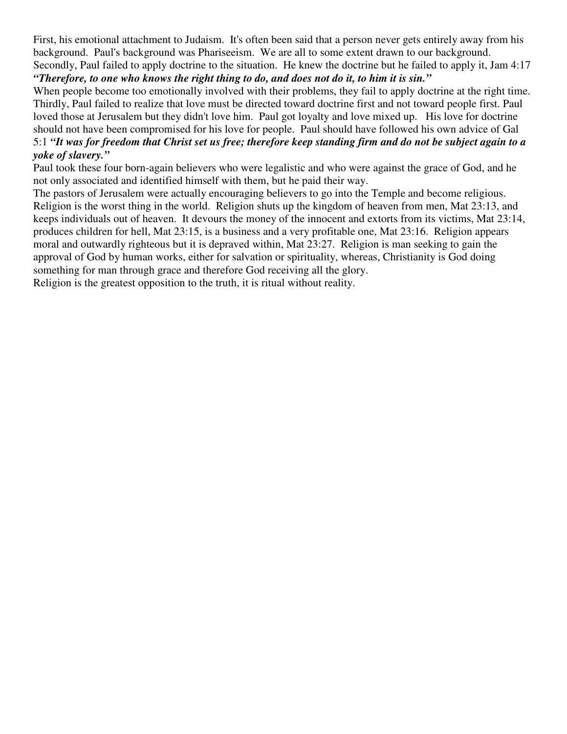First, his emotional attachment to Judaism. It's often been said that a person never gets entirely away from his background. Paul's background was Phariseeism. We are all to some extent drawn to our background.
Secondly, Paul failed to apply doctrine to the situation. He knew the doctrine but he failed to apply it, Jam 4:17 ***"Therefore, to one who knows the right thing to do, and does not do it, to him it is sin."***
When people become too emotionally involved with their problems, they fail to apply doctrine at the right time.
Thirdly, Paul failed to realize that love must be directed toward doctrine first and not toward people first. Paul loved those at Jerusalem but they didn't love him. Paul got loyalty and love mixed up. His love for doctrine should not have been compromised for his love for people. Paul should have followed his own advice of Gal 5:1 ***"It was for freedom that Christ set us free; therefore keep standing firm and do not be subject again to a yoke of slavery."***
Paul took these four born-again believers who were legalistic and who were against the grace of God, and he not only associated and identified himself with them, but he paid their way.
The pastors of Jerusalem were actually encouraging believers to go into the Temple and become religious. Religion is the worst thing in the world. Religion shuts up the kingdom of heaven from men, Mat 23:13, and keeps individuals out of heaven. It devours the money of the innocent and extorts from its victims, Mat 23:14, produces children for hell, Mat 23:15, is a business and a very profitable one, Mat 23:16. Religion appears moral and outwardly righteous but it is depraved within, Mat 23:27. Religion is man seeking to gain the approval of God by human works, either for salvation or spirituality, whereas, Christianity is God doing something for man through grace and therefore God receiving all the glory.
Religion is the greatest opposition to the truth, it is ritual without reality.